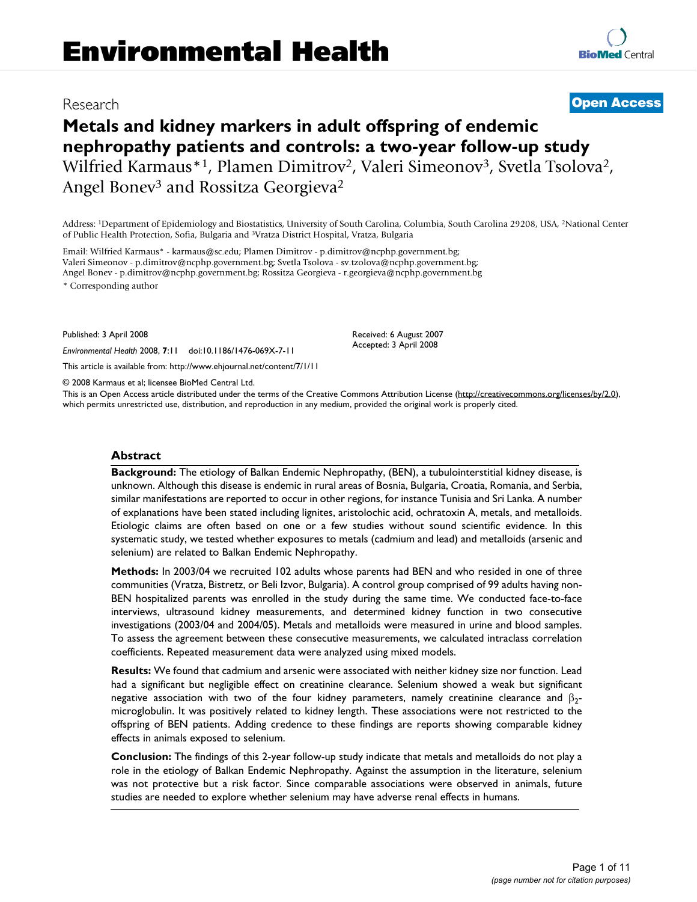Research

**Open Access**

# Metals and kidney markers in adult offspring of endemic nephropathy patients and controls: a two-year follow-up study

Wilfried Karmaus*[1], Plamen Dimitrov[2], Valeri Simeonov[3], Svetla Tsolova[2], Angel Bonev[3] and Rossitza Georgieva[2]

Address: [1]Department of Epidemiology and Biostatistics, University of South Carolina, Columbia, South Carolina 29208, USA, [2]National Center of Public Health Protection, Sofia, Bulgaria and [3]Vratza District Hospital, Vratza, Bulgaria

Email: Wilfried Karmaus* - karmaus@sc.edu; Plamen Dimitrov - p.dimitrov@ncphp.government.bg; Valeri Simeonov - p.dimitrov@ncphp.government.bg; Svetla Tsolova - sv.tzolova@ncphp.government.bg; Angel Bonev - p.dimitrov@ncphp.government.bg; Rossitza Georgieva - r.georgieva@ncphp.government.bg

\* Corresponding author

Published: 3 April 2008

*Environmental Health* 2008, **7**:11 doi:10.1186/1476-069X-7-11

Received: 6 August 2007
Accepted: 3 April 2008

This article is available from: http://www.ehjournal.net/content/7/1/11

© 2008 Karmaus et al; licensee BioMed Central Ltd.

This is an Open Access article distributed under the terms of the Creative Commons Attribution License (http://creativecommons.org/licenses/by/2.0), which permits unrestricted use, distribution, and reproduction in any medium, provided the original work is properly cited.

## Abstract

**Background:** The etiology of Balkan Endemic Nephropathy, (BEN), a tubulointerstitial kidney disease, is unknown. Although this disease is endemic in rural areas of Bosnia, Bulgaria, Croatia, Romania, and Serbia, similar manifestations are reported to occur in other regions, for instance Tunisia and Sri Lanka. A number of explanations have been stated including lignites, aristolochic acid, ochratoxin A, metals, and metalloids. Etiologic claims are often based on one or a few studies without sound scientific evidence. In this systematic study, we tested whether exposures to metals (cadmium and lead) and metalloids (arsenic and selenium) are related to Balkan Endemic Nephropathy.

**Methods:** In 2003/04 we recruited 102 adults whose parents had BEN and who resided in one of three communities (Vratza, Bistretz, or Beli Izvor, Bulgaria). A control group comprised of 99 adults having non-BEN hospitalized parents was enrolled in the study during the same time. We conducted face-to-face interviews, ultrasound kidney measurements, and determined kidney function in two consecutive investigations (2003/04 and 2004/05). Metals and metalloids were measured in urine and blood samples. To assess the agreement between these consecutive measurements, we calculated intraclass correlation coefficients. Repeated measurement data were analyzed using mixed models.

**Results:** We found that cadmium and arsenic were associated with neither kidney size nor function. Lead had a significant but negligible effect on creatinine clearance. Selenium showed a weak but significant negative association with two of the four kidney parameters, namely creatinine clearance and $\beta_2$-microglobulin. It was positively related to kidney length. These associations were not restricted to the offspring of BEN patients. Adding credence to these findings are reports showing comparable kidney effects in animals exposed to selenium.

**Conclusion:** The findings of this 2-year follow-up study indicate that metals and metalloids do not play a role in the etiology of Balkan Endemic Nephropathy. Against the assumption in the literature, selenium was not protective but a risk factor. Since comparable associations were observed in animals, future studies are needed to explore whether selenium may have adverse renal effects in humans.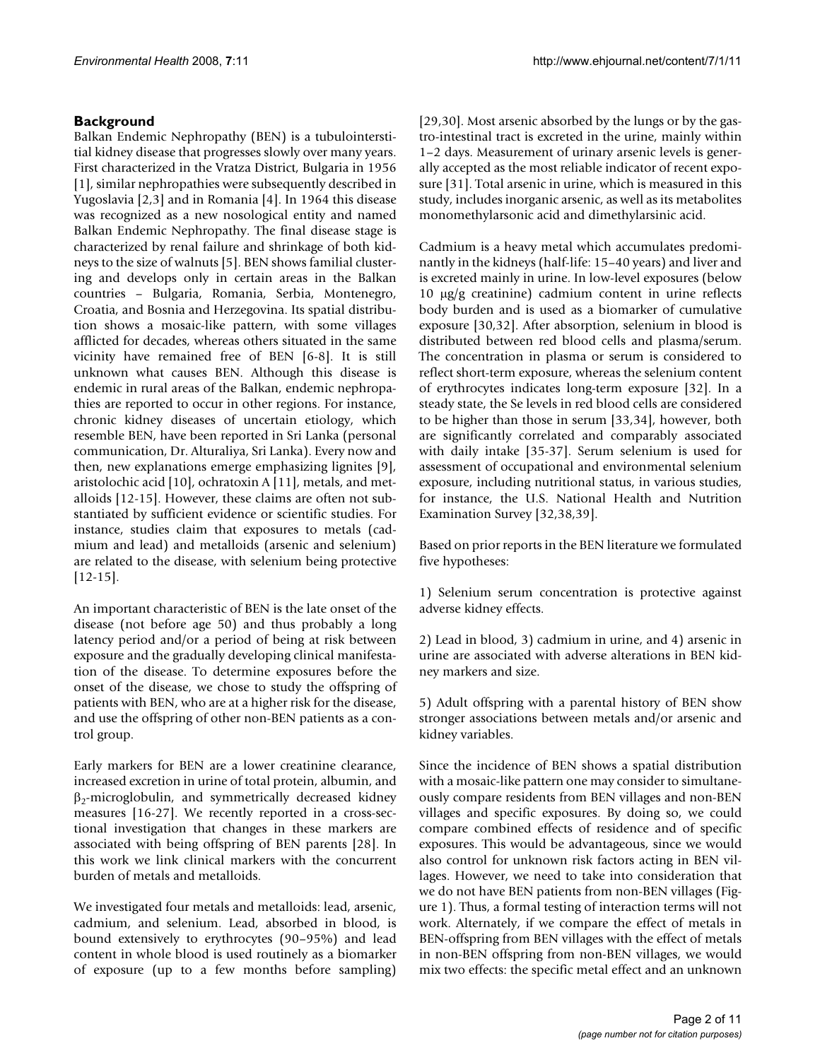## Background

Balkan Endemic Nephropathy (BEN) is a tubulointerstitial kidney disease that progresses slowly over many years. First characterized in the Vratza District, Bulgaria in 1956 [1], similar nephropathies were subsequently described in Yugoslavia [2,3] and in Romania [4]. In 1964 this disease was recognized as a new nosological entity and named Balkan Endemic Nephropathy. The final disease stage is characterized by renal failure and shrinkage of both kidneys to the size of walnuts [5]. BEN shows familial clustering and develops only in certain areas in the Balkan countries – Bulgaria, Romania, Serbia, Montenegro, Croatia, and Bosnia and Herzegovina. Its spatial distribution shows a mosaic-like pattern, with some villages afflicted for decades, whereas others situated in the same vicinity have remained free of BEN [6-8]. It is still unknown what causes BEN. Although this disease is endemic in rural areas of the Balkan, endemic nephropathies are reported to occur in other regions. For instance, chronic kidney diseases of uncertain etiology, which resemble BEN, have been reported in Sri Lanka (personal communication, Dr. Alturaliya, Sri Lanka). Every now and then, new explanations emerge emphasizing lignites [9], aristolochic acid [10], ochratoxin A [11], metals, and metalloids [12-15]. However, these claims are often not substantiated by sufficient evidence or scientific studies. For instance, studies claim that exposures to metals (cadmium and lead) and metalloids (arsenic and selenium) are related to the disease, with selenium being protective [12-15].

An important characteristic of BEN is the late onset of the disease (not before age 50) and thus probably a long latency period and/or a period of being at risk between exposure and the gradually developing clinical manifestation of the disease. To determine exposures before the onset of the disease, we chose to study the offspring of patients with BEN, who are at a higher risk for the disease, and use the offspring of other non-BEN patients as a control group.

Early markers for BEN are a lower creatinine clearance, increased excretion in urine of total protein, albumin, and $\beta_2$-microglobulin, and symmetrically decreased kidney measures [16-27]. We recently reported in a cross-sectional investigation that changes in these markers are associated with being offspring of BEN parents [28]. In this work we link clinical markers with the concurrent burden of metals and metalloids.

We investigated four metals and metalloids: lead, arsenic, cadmium, and selenium. Lead, absorbed in blood, is bound extensively to erythrocytes (90–95%) and lead content in whole blood is used routinely as a biomarker of exposure (up to a few months before sampling) [29,30]. Most arsenic absorbed by the lungs or by the gastro-intestinal tract is excreted in the urine, mainly within 1–2 days. Measurement of urinary arsenic levels is generally accepted as the most reliable indicator of recent exposure [31]. Total arsenic in urine, which is measured in this study, includes inorganic arsenic, as well as its metabolites monomethylarsonic acid and dimethylarsinic acid.

Cadmium is a heavy metal which accumulates predominantly in the kidneys (half-life: 15–40 years) and liver and is excreted mainly in urine. In low-level exposures (below 10 μg/g creatinine) cadmium content in urine reflects body burden and is used as a biomarker of cumulative exposure [30,32]. After absorption, selenium in blood is distributed between red blood cells and plasma/serum. The concentration in plasma or serum is considered to reflect short-term exposure, whereas the selenium content of erythrocytes indicates long-term exposure [32]. In a steady state, the Se levels in red blood cells are considered to be higher than those in serum [33,34], however, both are significantly correlated and comparably associated with daily intake [35-37]. Serum selenium is used for assessment of occupational and environmental selenium exposure, including nutritional status, in various studies, for instance, the U.S. National Health and Nutrition Examination Survey [32,38,39].

Based on prior reports in the BEN literature we formulated five hypotheses:

1) Selenium serum concentration is protective against adverse kidney effects.

2) Lead in blood, 3) cadmium in urine, and 4) arsenic in urine are associated with adverse alterations in BEN kidney markers and size.

5) Adult offspring with a parental history of BEN show stronger associations between metals and/or arsenic and kidney variables.

Since the incidence of BEN shows a spatial distribution with a mosaic-like pattern one may consider to simultaneously compare residents from BEN villages and non-BEN villages and specific exposures. By doing so, we could compare combined effects of residence and of specific exposures. This would be advantageous, since we would also control for unknown risk factors acting in BEN villages. However, we need to take into consideration that we do not have BEN patients from non-BEN villages (Figure 1). Thus, a formal testing of interaction terms will not work. Alternately, if we compare the effect of metals in BEN-offspring from BEN villages with the effect of metals in non-BEN offspring from non-BEN villages, we would mix two effects: the specific metal effect and an unknown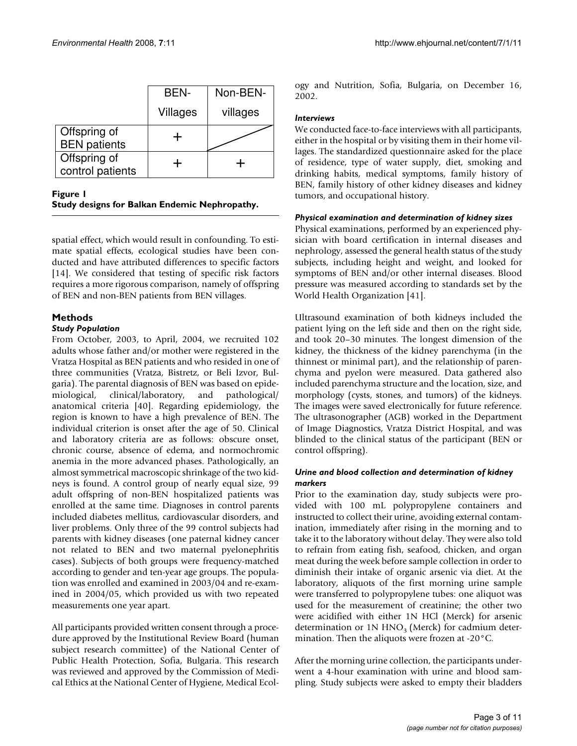| | BEN-Villages | Non-BEN-villages |
|---|---|---|
| Offspring of BEN patients | + | |
| Offspring of control patients | + | + |

**Figure 1**
**Study designs for Balkan Endemic Nephropathy.**

spatial effect, which would result in confounding. To estimate spatial effects, ecological studies have been conducted and have attributed differences to specific factors [14]. We considered that testing of specific risk factors requires a more rigorous comparison, namely of offspring of BEN and non-BEN patients from BEN villages.

## Methods

### *Study Population*

From October, 2003, to April, 2004, we recruited 102 adults whose father and/or mother were registered in the Vratza Hospital as BEN patients and who resided in one of three communities (Vratza, Bistretz, or Beli Izvor, Bulgaria). The parental diagnosis of BEN was based on epidemiological, clinical/laboratory, and pathological/anatomical criteria [40]. Regarding epidemiology, the region is known to have a high prevalence of BEN. The individual criterion is onset after the age of 50. Clinical and laboratory criteria are as follows: obscure onset, chronic course, absence of edema, and normochromic anemia in the more advanced phases. Pathologically, an almost symmetrical macroscopic shrinkage of the two kidneys is found. A control group of nearly equal size, 99 adult offspring of non-BEN hospitalized patients was enrolled at the same time. Diagnoses in control parents included diabetes mellitus, cardiovascular disorders, and liver problems. Only three of the 99 control subjects had parents with kidney diseases (one paternal kidney cancer not related to BEN and two maternal pyelonephritis cases). Subjects of both groups were frequency-matched according to gender and ten-year age groups. The population was enrolled and examined in 2003/04 and re-examined in 2004/05, which provided us with two repeated measurements one year apart.

All participants provided written consent through a procedure approved by the Institutional Review Board (human subject research committee) of the National Center of Public Health Protection, Sofia, Bulgaria. This research was reviewed and approved by the Commission of Medical Ethics at the National Center of Hygiene, Medical Ecology and Nutrition, Sofia, Bulgaria, on December 16, 2002.

### *Interviews*

We conducted face-to-face interviews with all participants, either in the hospital or by visiting them in their home villages. The standardized questionnaire asked for the place of residence, type of water supply, diet, smoking and drinking habits, medical symptoms, family history of BEN, family history of other kidney diseases and kidney tumors, and occupational history.

### *Physical examination and determination of kidney sizes*

Physical examinations, performed by an experienced physician with board certification in internal diseases and nephrology, assessed the general health status of the study subjects, including height and weight, and looked for symptoms of BEN and/or other internal diseases. Blood pressure was measured according to standards set by the World Health Organization [41].

Ultrasound examination of both kidneys included the patient lying on the left side and then on the right side, and took 20–30 minutes. The longest dimension of the kidney, the thickness of the kidney parenchyma (in the thinnest or minimal part), and the relationship of parenchyma and pyelon were measured. Data gathered also included parenchyma structure and the location, size, and morphology (cysts, stones, and tumors) of the kidneys. The images were saved electronically for future reference. The ultrasonographer (AGB) worked in the Department of Image Diagnostics, Vratza District Hospital, and was blinded to the clinical status of the participant (BEN or control offspring).

### *Urine and blood collection and determination of kidney markers*

Prior to the examination day, study subjects were provided with 100 mL polypropylene containers and instructed to collect their urine, avoiding external contamination, immediately after rising in the morning and to take it to the laboratory without delay. They were also told to refrain from eating fish, seafood, chicken, and organ meat during the week before sample collection in order to diminish their intake of organic arsenic via diet. At the laboratory, aliquots of the first morning urine sample were transferred to polypropylene tubes: one aliquot was used for the measurement of creatinine; the other two were acidified with either 1N HCl (Merck) for arsenic determination or 1N $HNO_3$ (Merck) for cadmium determination. Then the aliquots were frozen at -20°C.

After the morning urine collection, the participants underwent a 4-hour examination with urine and blood sampling. Study subjects were asked to empty their bladders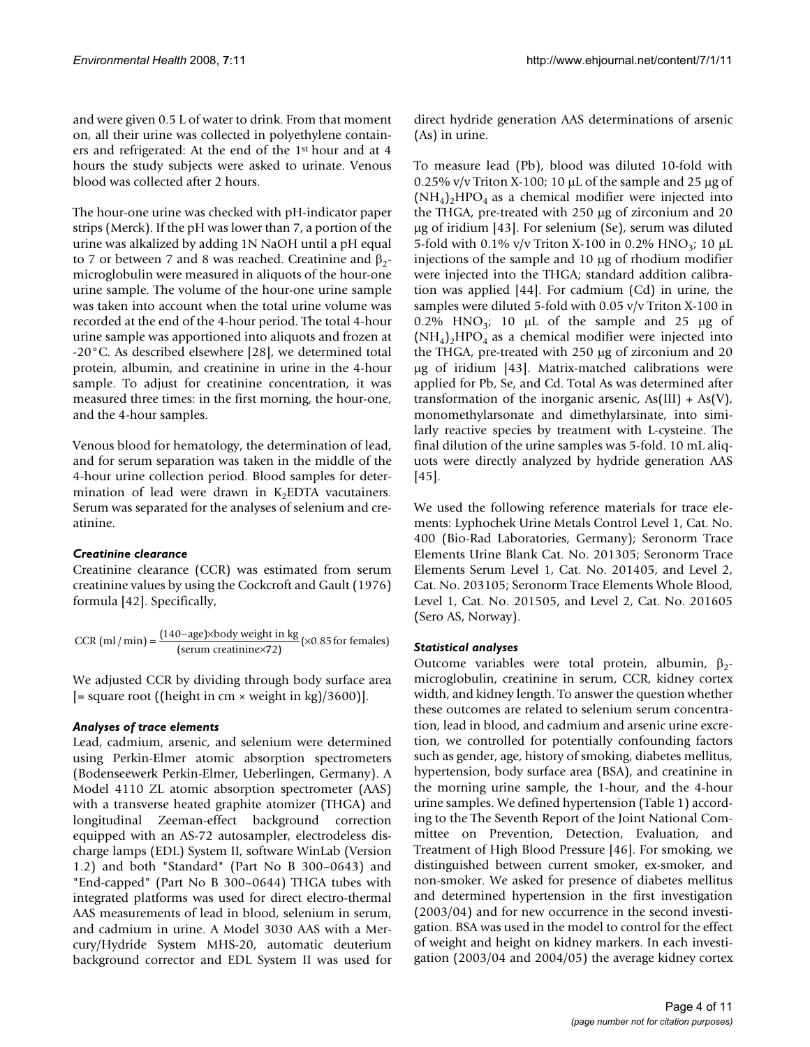and were given 0.5 L of water to drink. From that moment on, all their urine was collected in polyethylene containers and refrigerated: At the end of the 1st hour and at 4 hours the study subjects were asked to urinate. Venous blood was collected after 2 hours.

The hour-one urine was checked with pH-indicator paper strips (Merck). If the pH was lower than 7, a portion of the urine was alkalized by adding 1N NaOH until a pH equal to 7 or between 7 and 8 was reached. Creatinine and $\beta_2$-microglobulin were measured in aliquots of the hour-one urine sample. The volume of the hour-one urine sample was taken into account when the total urine volume was recorded at the end of the 4-hour period. The total 4-hour urine sample was apportioned into aliquots and frozen at -20°C. As described elsewhere [28], we determined total protein, albumin, and creatinine in urine in the 4-hour sample. To adjust for creatinine concentration, it was measured three times: in the first morning, the hour-one, and the 4-hour samples.

Venous blood for hematology, the determination of lead, and for serum separation was taken in the middle of the 4-hour urine collection period. Blood samples for determination of lead were drawn in $K_2EDTA$ vacutainers. Serum was separated for the analyses of selenium and creatinine.

### *Creatinine clearance*

Creatinine clearance (CCR) was estimated from serum creatinine values by using the Cockcroft and Gault (1976) formula [42]. Specifically,

$$\text{CCR (ml/min)} = \frac{(140-\text{age})\times\text{body weight in kg}}{(\text{serum creatinine}\times 72)} (\times 0.85 \text{ for females})$$

We adjusted CCR by dividing through body surface area [= square root ((height in cm × weight in kg)/3600)].

### *Analyses of trace elements*

Lead, cadmium, arsenic, and selenium were determined using Perkin-Elmer atomic absorption spectrometers (Bodenseewerk Perkin-Elmer, Ueberlingen, Germany). A Model 4110 ZL atomic absorption spectrometer (AAS) with a transverse heated graphite atomizer (THGA) and longitudinal Zeeman-effect background correction equipped with an AS-72 autosampler, electrodeless discharge lamps (EDL) System II, software WinLab (Version 1.2) and both "Standard" (Part No B 300–0643) and "End-capped" (Part No B 300–0644) THGA tubes with integrated platforms was used for direct electro-thermal AAS measurements of lead in blood, selenium in serum, and cadmium in urine. A Model 3030 AAS with a Mercury/Hydride System MHS-20, automatic deuterium background corrector and EDL System II was used for direct hydride generation AAS determinations of arsenic (As) in urine.

To measure lead (Pb), blood was diluted 10-fold with 0.25% v/v Triton X-100; 10 μL of the sample and 25 μg of $(NH_4)_2HPO_4$ as a chemical modifier were injected into the THGA, pre-treated with 250 μg of zirconium and 20 μg of iridium [43]. For selenium (Se), serum was diluted 5-fold with 0.1% v/v Triton X-100 in 0.2% $HNO_3$; 10 μL injections of the sample and 10 μg of rhodium modifier were injected into the THGA; standard addition calibration was applied [44]. For cadmium (Cd) in urine, the samples were diluted 5-fold with 0.05 v/v Triton X-100 in 0.2% $HNO_3$; 10 μL of the sample and 25 μg of $(NH_4)_2HPO_4$ as a chemical modifier were injected into the THGA, pre-treated with 250 μg of zirconium and 20 μg of iridium [43]. Matrix-matched calibrations were applied for Pb, Se, and Cd. Total As was determined after transformation of the inorganic arsenic, As(III) + As(V), monomethylarsonate and dimethylarsinate, into similarly reactive species by treatment with L-cysteine. The final dilution of the urine samples was 5-fold. 10 mL aliquots were directly analyzed by hydride generation AAS [45].

We used the following reference materials for trace elements: Lyphochek Urine Metals Control Level 1, Cat. No. 400 (Bio-Rad Laboratories, Germany); Seronorm Trace Elements Urine Blank Cat. No. 201305; Seronorm Trace Elements Serum Level 1, Cat. No. 201405, and Level 2, Cat. No. 203105; Seronorm Trace Elements Whole Blood, Level 1, Cat. No. 201505, and Level 2, Cat. No. 201605 (Sero AS, Norway).

### *Statistical analyses*

Outcome variables were total protein, albumin, $\beta_2$-microglobulin, creatinine in serum, CCR, kidney cortex width, and kidney length. To answer the question whether these outcomes are related to selenium serum concentration, lead in blood, and cadmium and arsenic urine excretion, we controlled for potentially confounding factors such as gender, age, history of smoking, diabetes mellitus, hypertension, body surface area (BSA), and creatinine in the morning urine sample, the 1-hour, and the 4-hour urine samples. We defined hypertension (Table 1) according to the The Seventh Report of the Joint National Committee on Prevention, Detection, Evaluation, and Treatment of High Blood Pressure [46]. For smoking, we distinguished between current smoker, ex-smoker, and non-smoker. We asked for presence of diabetes mellitus and determined hypertension in the first investigation (2003/04) and for new occurrence in the second investigation. BSA was used in the model to control for the effect of weight and height on kidney markers. In each investigation (2003/04 and 2004/05) the average kidney cortex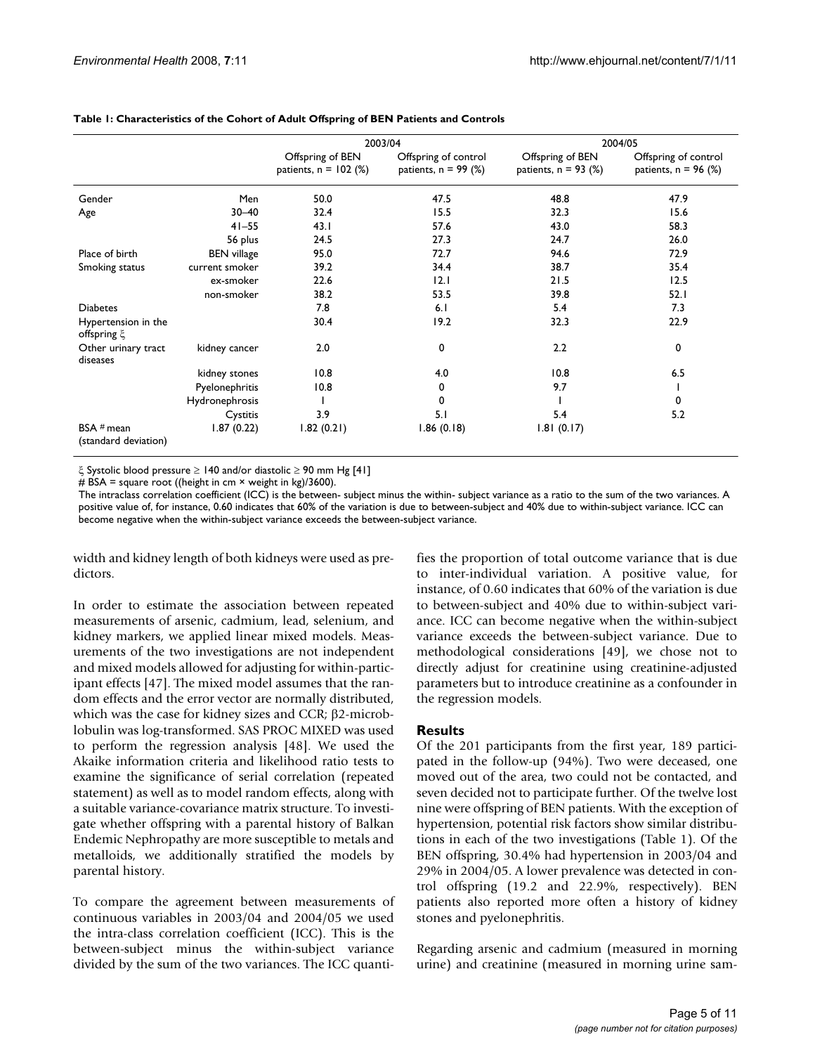**Table 1: Characteristics of the Cohort of Adult Offspring of BEN Patients and Controls**

| | | 2003/04 | | 2004/05 | |
|---|---|---|---|---|---|
| | | Offspring of BEN patients, n = 102 (%) | Offspring of control patients, n = 99 (%) | Offspring of BEN patients, n = 93 (%) | Offspring of control patients, n = 96 (%) |
| Gender | Men | 50.0 | 47.5 | 48.8 | 47.9 |
| Age | 30–40 | 32.4 | 15.5 | 32.3 | 15.6 |
| | 41–55 | 43.1 | 57.6 | 43.0 | 58.3 |
| | 56 plus | 24.5 | 27.3 | 24.7 | 26.0 |
| Place of birth | BEN village | 95.0 | 72.7 | 94.6 | 72.9 |
| Smoking status | current smoker | 39.2 | 34.4 | 38.7 | 35.4 |
| | ex-smoker | 22.6 | 12.1 | 21.5 | 12.5 |
| | non-smoker | 38.2 | 53.5 | 39.8 | 52.1 |
| Diabetes | | 7.8 | 6.1 | 5.4 | 7.3 |
| Hypertension in the offspring ξ | | 30.4 | 19.2 | 32.3 | 22.9 |
| Other urinary tract diseases | kidney cancer | 2.0 | 0 | 2.2 | 0 |
| | kidney stones | 10.8 | 4.0 | 10.8 | 6.5 |
| | Pyelonephritis | 10.8 | 0 | 9.7 | 1 |
| | Hydronephrosis | 1 | 0 | 1 | 0 |
| | Cystitis | 3.9 | 5.1 | 5.4 | 5.2 |
| BSA # mean (standard deviation) | 1.87 (0.22) | 1.82 (0.21) | 1.86 (0.18) | 1.81 (0.17) | |

ξ Systolic blood pressure ≥ 140 and/or diastolic ≥ 90 mm Hg [41]

# BSA = square root ((height in cm × weight in kg)/3600).

The intraclass correlation coefficient (ICC) is the between- subject minus the within- subject variance as a ratio to the sum of the two variances. A positive value of, for instance, 0.60 indicates that 60% of the variation is due to between-subject and 40% due to within-subject variance. ICC can become negative when the within-subject variance exceeds the between-subject variance.

width and kidney length of both kidneys were used as predictors.

In order to estimate the association between repeated measurements of arsenic, cadmium, lead, selenium, and kidney markers, we applied linear mixed models. Measurements of the two investigations are not independent and mixed models allowed for adjusting for within-participant effects [47]. The mixed model assumes that the random effects and the error vector are normally distributed, which was the case for kidney sizes and CCR; β2-microblobulin was log-transformed. SAS PROC MIXED was used to perform the regression analysis [48]. We used the Akaike information criteria and likelihood ratio tests to examine the significance of serial correlation (repeated statement) as well as to model random effects, along with a suitable variance-covariance matrix structure. To investigate whether offspring with a parental history of Balkan Endemic Nephropathy are more susceptible to metals and metalloids, we additionally stratified the models by parental history.

To compare the agreement between measurements of continuous variables in 2003/04 and 2004/05 we used the intra-class correlation coefficient (ICC). This is the between-subject minus the within-subject variance divided by the sum of the two variances. The ICC quantifies the proportion of total outcome variance that is due to inter-individual variation. A positive value, for instance, of 0.60 indicates that 60% of the variation is due to between-subject and 40% due to within-subject variance. ICC can become negative when the within-subject variance exceeds the between-subject variance. Due to methodological considerations [49], we chose not to directly adjust for creatinine using creatinine-adjusted parameters but to introduce creatinine as a confounder in the regression models.

## Results

Of the 201 participants from the first year, 189 participated in the follow-up (94%). Two were deceased, one moved out of the area, two could not be contacted, and seven decided not to participate further. Of the twelve lost nine were offspring of BEN patients. With the exception of hypertension, potential risk factors show similar distributions in each of the two investigations (Table 1). Of the BEN offspring, 30.4% had hypertension in 2003/04 and 29% in 2004/05. A lower prevalence was detected in control offspring (19.2 and 22.9%, respectively). BEN patients also reported more often a history of kidney stones and pyelonephritis.

Regarding arsenic and cadmium (measured in morning urine) and creatinine (measured in morning urine sam-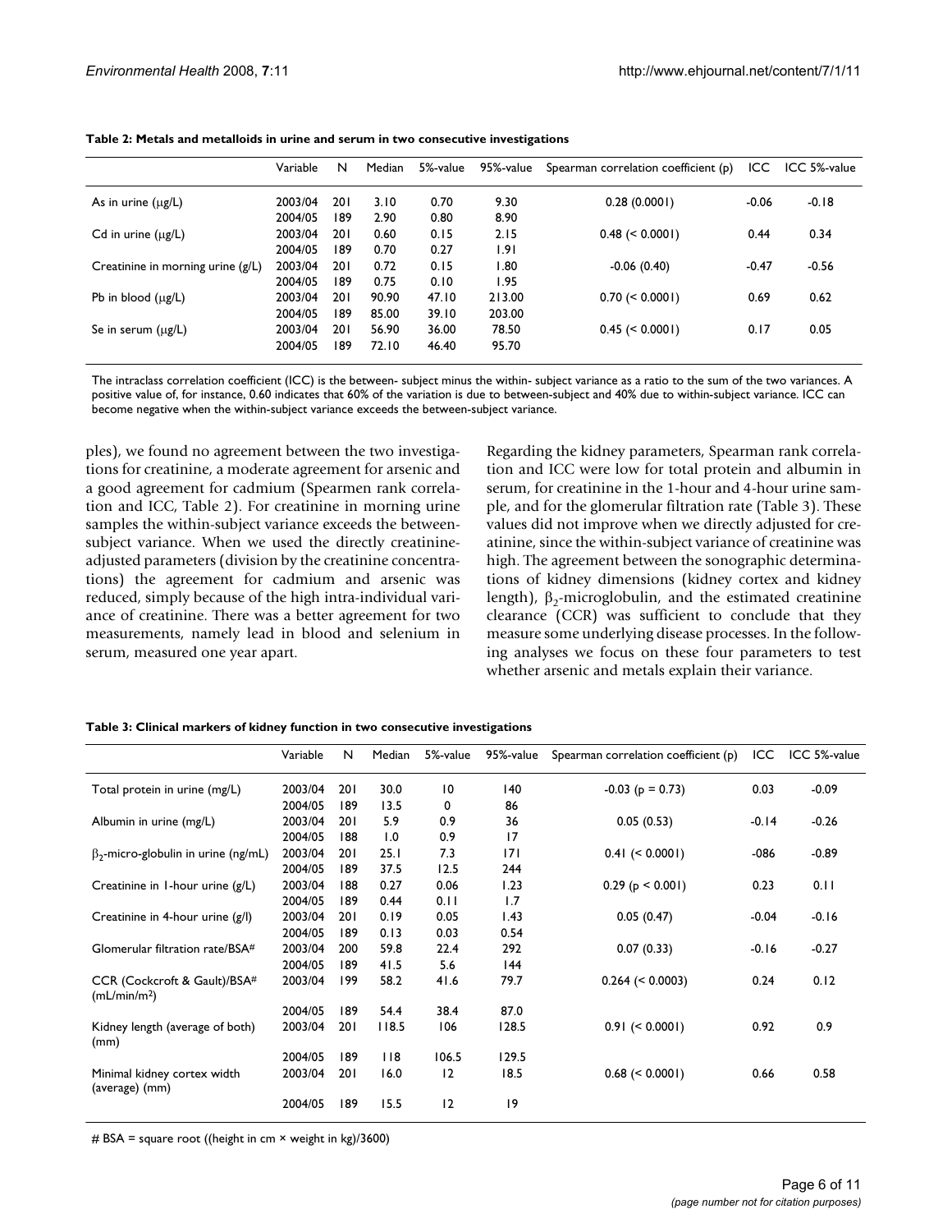**Table 2: Metals and metalloids in urine and serum in two consecutive investigations**

| | Variable | N | Median | 5%-value | 95%-value | Spearman correlation coefficient (p) | ICC | ICC 5%-value |
|---|---|---|---|---|---|---|---|---|
| As in urine (μg/L) | 2003/04 | 201 | 3.10 | 0.70 | 9.30 | 0.28 (0.0001) | -0.06 | -0.18 |
| | 2004/05 | 189 | 2.90 | 0.80 | 8.90 | | | |
| Cd in urine (μg/L) | 2003/04 | 201 | 0.60 | 0.15 | 2.15 | 0.48 (< 0.0001) | 0.44 | 0.34 |
| | 2004/05 | 189 | 0.70 | 0.27 | 1.91 | | | |
| Creatinine in morning urine (g/L) | 2003/04 | 201 | 0.72 | 0.15 | 1.80 | -0.06 (0.40) | -0.47 | -0.56 |
| | 2004/05 | 189 | 0.75 | 0.10 | 1.95 | | | |
| Pb in blood (μg/L) | 2003/04 | 201 | 90.90 | 47.10 | 213.00 | 0.70 (< 0.0001) | 0.69 | 0.62 |
| | 2004/05 | 189 | 85.00 | 39.10 | 203.00 | | | |
| Se in serum (μg/L) | 2003/04 | 201 | 56.90 | 36.00 | 78.50 | 0.45 (< 0.0001) | 0.17 | 0.05 |
| | 2004/05 | 189 | 72.10 | 46.40 | 95.70 | | | |

The intraclass correlation coefficient (ICC) is the between- subject minus the within- subject variance as a ratio to the sum of the two variances. A positive value of, for instance, 0.60 indicates that 60% of the variation is due to between-subject and 40% due to within-subject variance. ICC can become negative when the within-subject variance exceeds the between-subject variance.

ples), we found no agreement between the two investigations for creatinine, a moderate agreement for arsenic and a good agreement for cadmium (Spearmen rank correlation and ICC, Table 2). For creatinine in morning urine samples the within-subject variance exceeds the between-subject variance. When we used the directly creatinine-adjusted parameters (division by the creatinine concentrations) the agreement for cadmium and arsenic was reduced, simply because of the high intra-individual variance of creatinine. There was a better agreement for two measurements, namely lead in blood and selenium in serum, measured one year apart.

Regarding the kidney parameters, Spearman rank correlation and ICC were low for total protein and albumin in serum, for creatinine in the 1-hour and 4-hour urine sample, and for the glomerular filtration rate (Table 3). These values did not improve when we directly adjusted for creatinine, since the within-subject variance of creatinine was high. The agreement between the sonographic determinations of kidney dimensions (kidney cortex and kidney length), $\beta_2$-microglobulin, and the estimated creatinine clearance (CCR) was sufficient to conclude that they measure some underlying disease processes. In the following analyses we focus on these four parameters to test whether arsenic and metals explain their variance.

**Table 3: Clinical markers of kidney function in two consecutive investigations**

| | Variable | N | Median | 5%-value | 95%-value | Spearman correlation coefficient (p) | ICC | ICC 5%-value |
|---|---|---|---|---|---|---|---|---|
| Total protein in urine (mg/L) | 2003/04 | 201 | 30.0 | 10 | 140 | -0.03 (p = 0.73) | 0.03 | -0.09 |
| | 2004/05 | 189 | 13.5 | 0 | 86 | | | |
| Albumin in urine (mg/L) | 2003/04 | 201 | 5.9 | 0.9 | 36 | 0.05 (0.53) | -0.14 | -0.26 |
| | 2004/05 | 188 | 1.0 | 0.9 | 17 | | | |
| $\beta_2$-micro-globulin in urine (ng/mL) | 2003/04 | 201 | 25.1 | 7.3 | 171 | 0.41 (< 0.0001) | -086 | -0.89 |
| | 2004/05 | 189 | 37.5 | 12.5 | 244 | | | |
| Creatinine in 1-hour urine (g/L) | 2003/04 | 188 | 0.27 | 0.06 | 1.23 | 0.29 (p < 0.001) | 0.23 | 0.11 |
| | 2004/05 | 189 | 0.44 | 0.11 | 1.7 | | | |
| Creatinine in 4-hour urine (g/l) | 2003/04 | 201 | 0.19 | 0.05 | 1.43 | 0.05 (0.47) | -0.04 | -0.16 |
| | 2004/05 | 189 | 0.13 | 0.03 | 0.54 | | | |
| Glomerular filtration rate/BSA# | 2003/04 | 200 | 59.8 | 22.4 | 292 | 0.07 (0.33) | -0.16 | -0.27 |
| | 2004/05 | 189 | 41.5 | 5.6 | 144 | | | |
| CCR (Cockcroft & Gault)/BSA# (mL/min/m$^2$) | 2003/04 | 199 | 58.2 | 41.6 | 79.7 | 0.264 (< 0.0003) | 0.24 | 0.12 |
| | 2004/05 | 189 | 54.4 | 38.4 | 87.0 | | | |
| Kidney length (average of both) (mm) | 2003/04 | 201 | 118.5 | 106 | 128.5 | 0.91 (< 0.0001) | 0.92 | 0.9 |
| | 2004/05 | 189 | 118 | 106.5 | 129.5 | | | |
| Minimal kidney cortex width (average) (mm) | 2003/04 | 201 | 16.0 | 12 | 18.5 | 0.68 (< 0.0001) | 0.66 | 0.58 |
| | 2004/05 | 189 | 15.5 | 12 | 19 | | | |

# BSA = square root ((height in cm × weight in kg)/3600)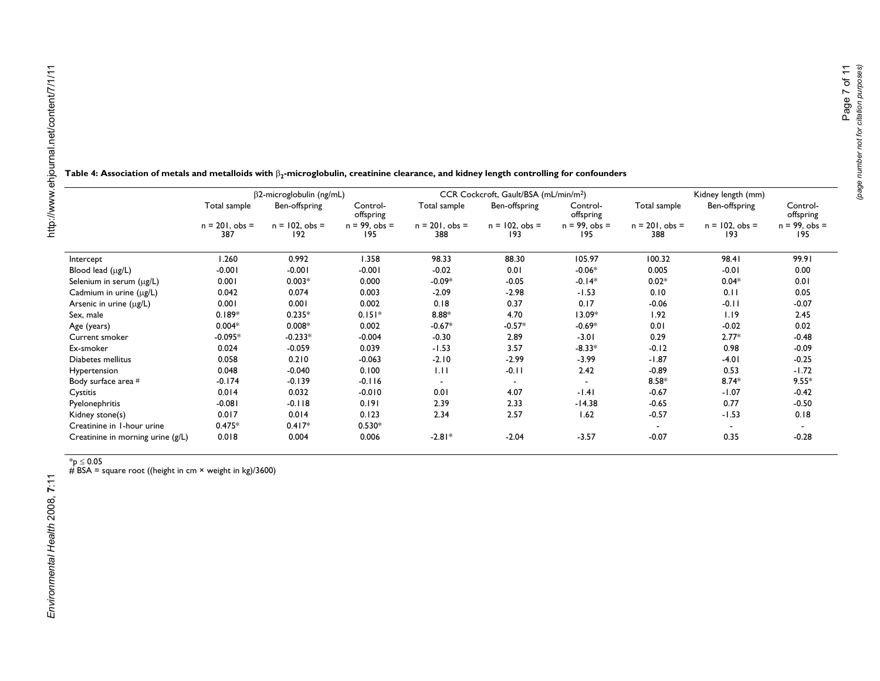**Table 4: Association of metals and metalloids with $\beta_2$-microglobulin, creatinine clearance, and kidney length controlling for confounders**

| | β2-microglobulin (ng/mL) | | | CCR Cockcroft, Gault/BSA (mL/min/m²) | | | Kidney length (mm) | | |
|---|---|---|---|---|---|---|---|---|---|
| | Total sample | Ben-offspring | Control-offspring | Total sample | Ben-offspring | Control-offspring | Total sample | Ben-offspring | Control-offspring |
| | n = 201, obs = 387 | n = 102, obs = 192 | n = 99, obs = 195 | n = 201, obs = 388 | n = 102, obs = 193 | n = 99, obs = 195 | n = 201, obs = 388 | n = 102, obs = 193 | n = 99, obs = 195 |
| Intercept | 1.260 | 0.992 | 1.358 | 98.33 | 88.30 | 105.97 | 100.32 | 98.41 | 99.91 |
| Blood lead (μg/L) | -0.001 | -0.001 | -0.001 | -0.02 | 0.01 | -0.06* | 0.005 | -0.01 | 0.00 |
| Selenium in serum (μg/L) | 0.001 | 0.003* | 0.000 | -0.09* | -0.05 | -0.14* | 0.02* | 0.04* | 0.01 |
| Cadmium in urine (μg/L) | 0.042 | 0.074 | 0.003 | -2.09 | -2.98 | -1.53 | 0.10 | 0.11 | 0.05 |
| Arsenic in urine (μg/L) | 0.001 | 0.001 | 0.002 | 0.18 | 0.37 | 0.17 | -0.06 | -0.11 | -0.07 |
| Sex, male | 0.189* | 0.235* | 0.151* | 8.88* | 4.70 | 13.09* | 1.92 | 1.19 | 2.45 |
| Age (years) | 0.004* | 0.008* | 0.002 | -0.67* | -0.57* | -0.69* | 0.01 | -0.02 | 0.02 |
| Current smoker | -0.095* | -0.233* | -0.004 | -0.30 | 2.89 | -3.01 | 0.29 | 2.77* | -0.48 |
| Ex-smoker | 0.024 | -0.059 | 0.039 | -1.53 | 3.57 | -8.33* | -0.12 | 0.98 | -0.09 |
| Diabetes mellitus | 0.058 | 0.210 | -0.063 | -2.10 | -2.99 | -3.99 | -1.87 | -4.01 | -0.25 |
| Hypertension | 0.048 | -0.040 | 0.100 | 1.11 | -0.11 | 2.42 | -0.89 | 0.53 | -1.72 |
| Body surface area # | -0.174 | -0.139 | -0.116 | - | - | - | 8.58* | 8.74* | 9.55* |
| Cystitis | 0.014 | 0.032 | -0.010 | 0.01 | 4.07 | -1.41 | -0.67 | -1.07 | -0.42 |
| Pyelonephritis | -0.081 | -0.118 | 0.191 | 2.39 | 2.33 | -14.38 | -0.65 | 0.77 | -0.50 |
| Kidney stone(s) | 0.017 | 0.014 | 0.123 | 2.34 | 2.57 | 1.62 | -0.57 | -1.53 | 0.18 |
| Creatinine in 1-hour urine | 0.475* | 0.417* | 0.530* | | | | - | - | - |
| Creatinine in morning urine (g/L) | 0.018 | 0.004 | 0.006 | -2.81* | -2.04 | -3.57 | -0.07 | 0.35 | -0.28 |

*$p \leq 0.05$

# BSA = square root ((height in cm × weight in kg)/3600)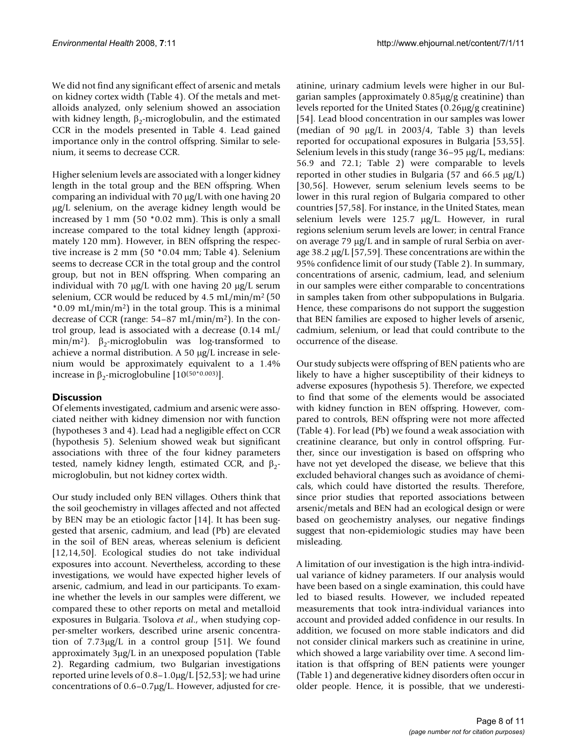We did not find any significant effect of arsenic and metals on kidney cortex width (Table 4). Of the metals and metalloids analyzed, only selenium showed an association with kidney length, $\beta_2$-microglobulin, and the estimated CCR in the models presented in Table 4. Lead gained importance only in the control offspring. Similar to selenium, it seems to decrease CCR.

Higher selenium levels are associated with a longer kidney length in the total group and the BEN offspring. When comparing an individual with 70 μg/L with one having 20 μg/L selenium, on the average kidney length would be increased by 1 mm (50 *0.02 mm). This is only a small increase compared to the total kidney length (approximately 120 mm). However, in BEN offspring the respective increase is 2 mm (50 *0.04 mm; Table 4). Selenium seems to decrease CCR in the total group and the control group, but not in BEN offspring. When comparing an individual with 70 μg/L with one having 20 μg/L serum selenium, CCR would be reduced by 4.5 mL/min/m² (50 *0.09 mL/min/m²) in the total group. This is a minimal decrease of CCR (range: 54–87 mL/min/m²). In the control group, lead is associated with a decrease (0.14 mL/min/m²). $\beta_2$-microglobulin was log-transformed to achieve a normal distribution. A 50 μg/L increase in selenium would be approximately equivalent to a 1.4% increase in $\beta_2$-microglobuline [$10^{(50*0.003)}$].

## Discussion

Of elements investigated, cadmium and arsenic were associated neither with kidney dimension nor with function (hypotheses 3 and 4). Lead had a negligible effect on CCR (hypothesis 5). Selenium showed weak but significant associations with three of the four kidney parameters tested, namely kidney length, estimated CCR, and $\beta_2$-microglobulin, but not kidney cortex width.

Our study included only BEN villages. Others think that the soil geochemistry in villages affected and not affected by BEN may be an etiologic factor [14]. It has been suggested that arsenic, cadmium, and lead (Pb) are elevated in the soil of BEN areas, whereas selenium is deficient [12,14,50]. Ecological studies do not take individual exposures into account. Nevertheless, according to these investigations, we would have expected higher levels of arsenic, cadmium, and lead in our participants. To examine whether the levels in our samples were different, we compared these to other reports on metal and metalloid exposures in Bulgaria. Tsolova *et al*., when studying copper-smelter workers, described urine arsenic concentration of 7.73μg/L in a control group [51]. We found approximately 3μg/L in an unexposed population (Table 2). Regarding cadmium, two Bulgarian investigations reported urine levels of 0.8–1.0μg/L [52,53]; we had urine concentrations of 0.6–0.7μg/L. However, adjusted for creatinine, urinary cadmium levels were higher in our Bulgarian samples (approximately 0.85μg/g creatinine) than levels reported for the United States (0.26μg/g creatinine) [54]. Lead blood concentration in our samples was lower (median of 90 μg/L in 2003/4, Table 3) than levels reported for occupational exposures in Bulgaria [53,55]. Selenium levels in this study (range 36–95 μg/L, medians: 56.9 and 72.1; Table 2) were comparable to levels reported in other studies in Bulgaria (57 and 66.5 μg/L) [30,56]. However, serum selenium levels seems to be lower in this rural region of Bulgaria compared to other countries [57,58]. For instance, in the United States, mean selenium levels were 125.7 μg/L. However, in rural regions selenium serum levels are lower; in central France on average 79 μg/L and in sample of rural Serbia on average 38.2 μg/L [57,59]. These concentrations are within the 95% confidence limit of our study (Table 2). In summary, concentrations of arsenic, cadmium, lead, and selenium in our samples were either comparable to concentrations in samples taken from other subpopulations in Bulgaria. Hence, these comparisons do not support the suggestion that BEN families are exposed to higher levels of arsenic, cadmium, selenium, or lead that could contribute to the occurrence of the disease.

Our study subjects were offspring of BEN patients who are likely to have a higher susceptibility of their kidneys to adverse exposures (hypothesis 5). Therefore, we expected to find that some of the elements would be associated with kidney function in BEN offspring. However, compared to controls, BEN offspring were not more affected (Table 4). For lead (Pb) we found a weak association with creatinine clearance, but only in control offspring. Further, since our investigation is based on offspring who have not yet developed the disease, we believe that this excluded behavioral changes such as avoidance of chemicals, which could have distorted the results. Therefore, since prior studies that reported associations between arsenic/metals and BEN had an ecological design or were based on geochemistry analyses, our negative findings suggest that non-epidemiologic studies may have been misleading.

A limitation of our investigation is the high intra-individual variance of kidney parameters. If our analysis would have been based on a single examination, this could have led to biased results. However, we included repeated measurements that took intra-individual variances into account and provided added confidence in our results. In addition, we focused on more stable indicators and did not consider clinical markers such as creatinine in urine, which showed a large variability over time. A second limitation is that offspring of BEN patients were younger (Table 1) and degenerative kidney disorders often occur in older people. Hence, it is possible, that we underesti-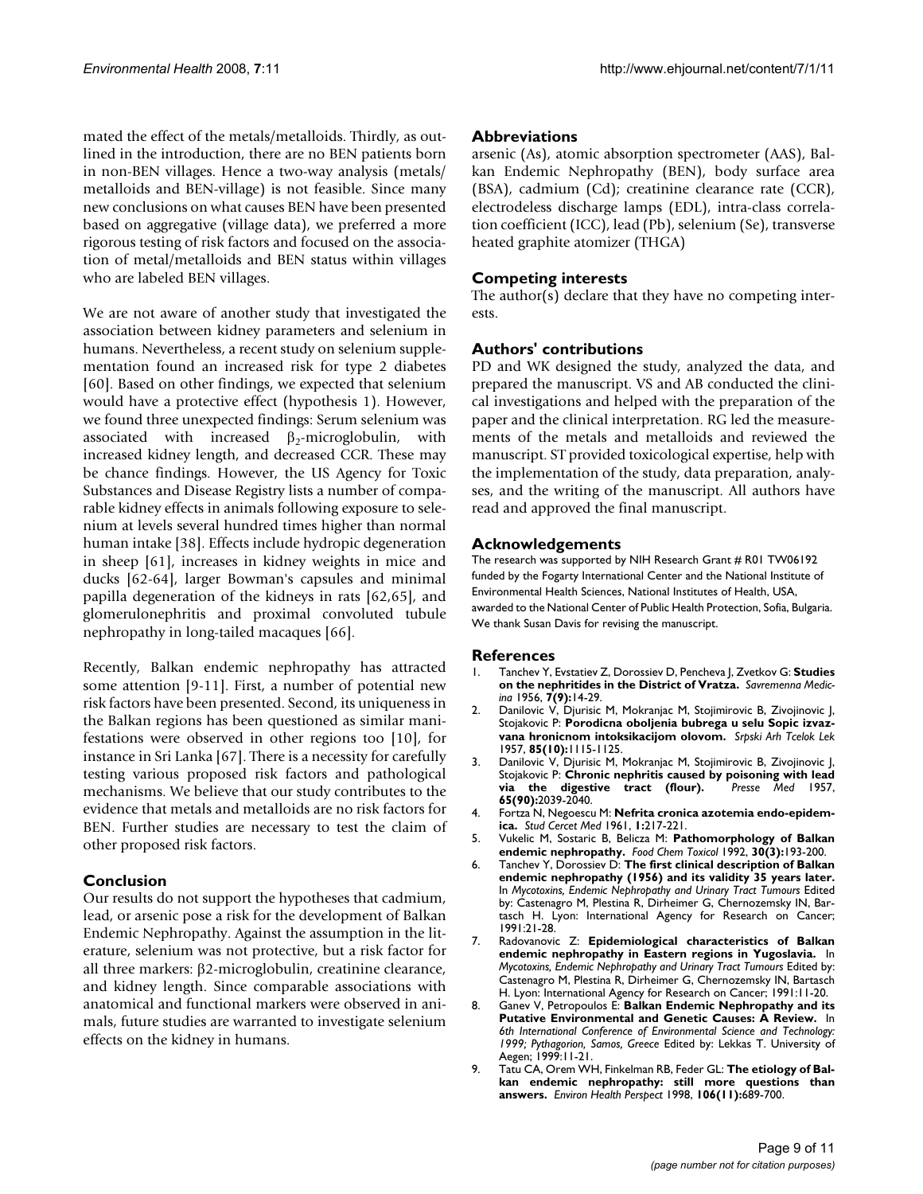mated the effect of the metals/metalloids. Thirdly, as outlined in the introduction, there are no BEN patients born in non-BEN villages. Hence a two-way analysis (metals/metalloids and BEN-village) is not feasible. Since many new conclusions on what causes BEN have been presented based on aggregative (village data), we preferred a more rigorous testing of risk factors and focused on the association of metal/metalloids and BEN status within villages who are labeled BEN villages.

We are not aware of another study that investigated the association between kidney parameters and selenium in humans. Nevertheless, a recent study on selenium supplementation found an increased risk for type 2 diabetes [60]. Based on other findings, we expected that selenium would have a protective effect (hypothesis 1). However, we found three unexpected findings: Serum selenium was associated with increased $\beta_2$-microglobulin, with increased kidney length, and decreased CCR. These may be chance findings. However, the US Agency for Toxic Substances and Disease Registry lists a number of comparable kidney effects in animals following exposure to selenium at levels several hundred times higher than normal human intake [38]. Effects include hydropic degeneration in sheep [61], increases in kidney weights in mice and ducks [62-64], larger Bowman's capsules and minimal papilla degeneration of the kidneys in rats [62,65], and glomerulonephritis and proximal convoluted tubule nephropathy in long-tailed macaques [66].

Recently, Balkan endemic nephropathy has attracted some attention [9-11]. First, a number of potential new risk factors have been presented. Second, its uniqueness in the Balkan regions has been questioned as similar manifestations were observed in other regions too [10], for instance in Sri Lanka [67]. There is a necessity for carefully testing various proposed risk factors and pathological mechanisms. We believe that our study contributes to the evidence that metals and metalloids are no risk factors for BEN. Further studies are necessary to test the claim of other proposed risk factors.

## Conclusion

Our results do not support the hypotheses that cadmium, lead, or arsenic pose a risk for the development of Balkan Endemic Nephropathy. Against the assumption in the literature, selenium was not protective, but a risk factor for all three markers: $\beta 2$-microglobulin, creatinine clearance, and kidney length. Since comparable associations with anatomical and functional markers were observed in animals, future studies are warranted to investigate selenium effects on the kidney in humans.

## Abbreviations

arsenic (As), atomic absorption spectrometer (AAS), Balkan Endemic Nephropathy (BEN), body surface area (BSA), cadmium (Cd); creatinine clearance rate (CCR), electrodeless discharge lamps (EDL), intra-class correlation coefficient (ICC), lead (Pb), selenium (Se), transverse heated graphite atomizer (THGA)

## Competing interests

The author(s) declare that they have no competing interests.

## Authors' contributions

PD and WK designed the study, analyzed the data, and prepared the manuscript. VS and AB conducted the clinical investigations and helped with the preparation of the paper and the clinical interpretation. RG led the measurements of the metals and metalloids and reviewed the manuscript. ST provided toxicological expertise, help with the implementation of the study, data preparation, analyses, and the writing of the manuscript. All authors have read and approved the final manuscript.

## Acknowledgements

The research was supported by NIH Research Grant # R01 TW06192 funded by the Fogarty International Center and the National Institute of Environmental Health Sciences, National Institutes of Health, USA, awarded to the National Center of Public Health Protection, Sofia, Bulgaria. We thank Susan Davis for revising the manuscript.

## References

1. Tanchev Y, Evstatiev Z, Dorossiev D, Pencheva J, Zvetkov G: **Studies on the nephritides in the District of Vratza.** *Savremenna Medicina* 1956, **7(9):**14-29.
2. Danilovic V, Djurisic M, Mokranjac M, Stojimirovic B, Zivojinovic J, Stojakovic P: **Porodicna oboljenia bubrega u selu Sopic izvazvana hronicnom intoksikacijom olovom.** *Srpski Arh Tcelok Lek* 1957, **85(10):**1115-1125.
3. Danilovic V, Djurisic M, Mokranjac M, Stojimirovic B, Zivojinovic J, Stojakovic P: **Chronic nephritis caused by poisoning with lead via the digestive tract (flour).** *Presse Med* 1957, **65(90):**2039-2040.
4. Fortza N, Negoescu M: **Nefrita cronica azotemia endo-epidemica.** *Stud Cercet Med* 1961, **1:**217-221.
5. Vukelic M, Sostaric B, Belicza M: **Pathomorphology of Balkan endemic nephropathy.** *Food Chem Toxicol* 1992, **30(3):**193-200.
6. Tanchev Y, Dorossiev D: **The first clinical description of Balkan endemic nephropathy (1956) and its validity 35 years later.** In *Mycotoxins, Endemic Nephropathy and Urinary Tract Tumours* Edited by: Castenagro M, Plestina R, Dirheimer G, Chernozemsky IN, Bartasch H. Lyon: International Agency for Research on Cancer; 1991:21-28.
7. Radovanovic Z: **Epidemiological characteristics of Balkan endemic nephropathy in Eastern regions in Yugoslavia.** In *Mycotoxins, Endemic Nephropathy and Urinary Tract Tumours* Edited by: Castenagro M, Plestina R, Dirheimer G, Chernozemsky IN, Bartasch H. Lyon: International Agency for Research on Cancer; 1991:11-20.
8. Ganev V, Petropoulos E: **Balkan Endemic Nephropathy and its Putative Environmental and Genetic Causes: A Review.** In *6th International Conference of Environmental Science and Technology: 1999; Pythagorion, Samos, Greece* Edited by: Lekkas T. University of Aegen; 1999:11-21.
9. Tatu CA, Orem WH, Finkelman RB, Feder GL: **The etiology of Balkan endemic nephropathy: still more questions than answers.** *Environ Health Perspect* 1998, **106(11):**689-700.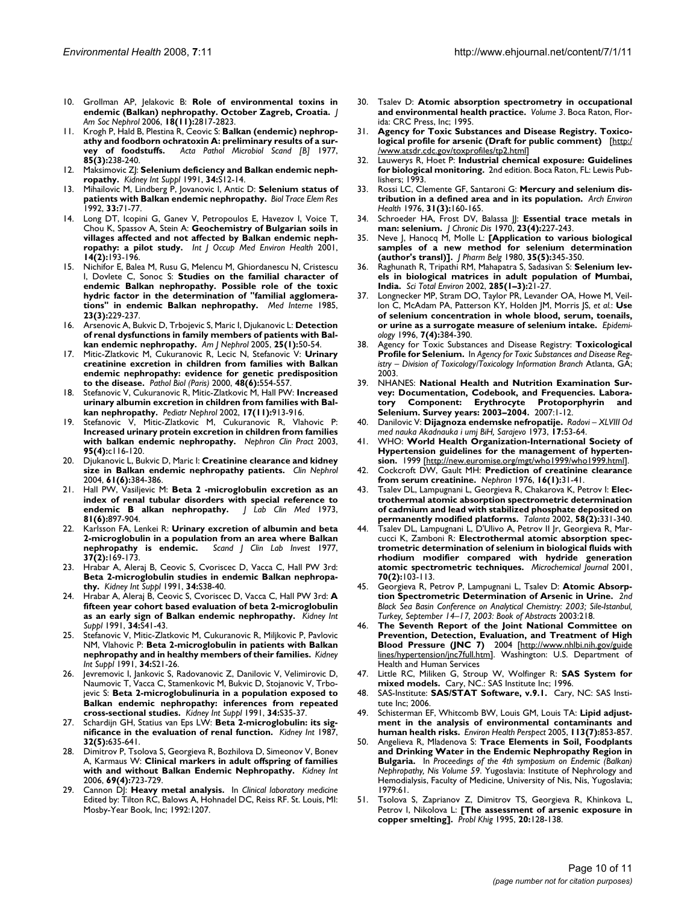10. Grollman AP, Jelakovic B: **Role of environmental toxins in endemic (Balkan) nephropathy. October Zagreb, Croatia.** *J Am Soc Nephrol* 2006, **18(11):**2817-2823.
11. Krogh P, Hald B, Plestina R, Ceovic S: **Balkan (endemic) nephropathy and foodborn ochratoxin A: preliminary results of a survey of foodstuffs.** *Acta Pathol Microbiol Scand [B]* 1977, **85(3):**238-240.
12. Maksimovic ZJ: **Selenium deficiency and Balkan endemic nephropathy.** *Kidney Int Suppl* 1991, **34:**S12-14.
13. Mihailovic M, Lindberg P, Jovanovic I, Antic D: **Selenium status of patients with Balkan endemic nephropathy.** *Biol Trace Elem Res* 1992, **33:**71-77.
14. Long DT, Icopini G, Ganev V, Petropoulos E, Havezov I, Voice T, Chou K, Spassov A, Stein A: **Geochemistry of Bulgarian soils in villages affected and not affected by Balkan endemic nephropathy: a pilot study.** *Int J Occup Med Environ Health* 2001, **14(2):**193-196.
15. Nichifor E, Balea M, Rusu G, Melencu M, Ghiordanescu N, Cristescu I, Dovlete C, Sonoc S: **Studies on the familial character of endemic Balkan nephropathy. Possible role of the toxic hydric factor in the determination of "familial agglomerations" in endemic Balkan nephropathy.** *Med Interne* 1985, **23(3):**229-237.
16. Arsenovic A, Bukvic D, Trbojevic S, Maric I, Djukanovic L: **Detection of renal dysfunctions in family members of patients with Balkan endemic nephropathy.** *Am J Nephrol* 2005, **25(1):**50-54.
17. Mitic-Zlatkovic M, Cukuranovic R, Lecic N, Stefanovic V: **Urinary creatinine excretion in children from families with Balkan endemic nephropathy: evidence for genetic predisposition to the disease.** *Pathol Biol (Paris)* 2000, **48(6):**554-557.
18. Stefanovic V, Cukuranovic R, Mitic-Zlatkovic M, Hall PW: **Increased urinary albumin excretion in children from families with Balkan nephropathy.** *Pediatr Nephrol* 2002, **17(11):**913-916.
19. Stefanovic V, Mitic-Zlatkovic M, Cukuranovic R, Vlahovic P: **Increased urinary protein excretion in children from families with balkan endemic nephropathy.** *Nephron Clin Pract* 2003, **95(4):**c116-120.
20. Djukanovic L, Bukvic D, Maric I: **Creatinine clearance and kidney size in Balkan endemic nephropathy patients.** *Clin Nephrol* 2004, **61(6):**384-386.
21. Hall PW, Vasiljevic M: **Beta 2 -microglobulin excretion as an index of renal tubular disorders with special reference to endemic B alkan nephropathy.** *J Lab Clin Med* 1973, **81(6):**897-904.
22. Karlsson FA, Lenkei R: **Urinary excretion of albumin and beta 2-microglobulin in a population from an area where Balkan nephropathy is endemic.** *Scand J Clin Lab Invest* 1977, **37(2):**169-173.
23. Hrabar A, Aleraj B, Ceovic S, Cvoriscec D, Vacca C, Hall PW 3rd: **Beta 2-microglobulin studies in endemic Balkan nephropathy.** *Kidney Int Suppl* 1991, **34:**S38-40.
24. Hrabar A, Aleraj B, Ceovic S, Cvoriscec D, Vacca C, Hall PW 3rd: **A fifteen year cohort based evaluation of beta 2-microglobulin as an early sign of Balkan endemic nephropathy.** *Kidney Int Suppl* 1991, **34:**S41-43.
25. Stefanovic V, Mitic-Zlatkovic M, Cukuranovic R, Miljkovic P, Pavlovic NM, Vlahovic P: **Beta 2-microglobulin in patients with Balkan nephropathy and in healthy members of their families.** *Kidney Int Suppl* 1991, **34:**S21-26.
26. Jevremovic I, Jankovic S, Radovanovic Z, Danilovic V, Velimirovic D, Naumovic T, Vacca C, Stamenkovic M, Bukvic D, Stojanovic V, Trbojevic S: **Beta 2-microglobulinuria in a population exposed to Balkan endemic nephropathy: inferences from repeated cross-sectional studies.** *Kidney Int Suppl* 1991, **34:**S35-37.
27. Schardijn GH, Statius van Eps LW: **Beta 2-microglobulin: its significance in the evaluation of renal function.** *Kidney Int* 1987, **32(5):**635-641.
28. Dimitrov P, Tsolova S, Georgieva R, Bozhilova D, Simeonov V, Bonev A, Karmaus W: **Clinical markers in adult offspring of families with and without Balkan Endemic Nephropathy.** *Kidney Int* 2006, **69(4):**723-729.
29. Cannon DJ: **Heavy metal analysis.** In *Clinical laboratory medicine* Edited by: Tilton RC, Balows A, Hohnadel DC, Reiss RF. St. Louis, MI: Mosby-Year Book, Inc; 1992:1207.
30. Tsalev D: **Atomic absorption spectrometry in occupational and environmental health practice.** *Volume 3*. Boca Raton, Florida: CRC Press, Inc; 1995.
31. **Agency for Toxic Substances and Disease Registry. Toxicological profile for arsenic (Draft for public comment)** [http://www.atsdr.cdc.gov/toxprofiles/tp2.html]
32. Lauwerys R, Hoet P: **Industrial chemical exposure: Guidelines for biological monitoring.** 2nd edition. Boca Raton, FL: Lewis Publishers; 1993.
33. Rossi LC, Clemente GF, Santaroni G: **Mercury and selenium distribution in a defined area and in its population.** *Arch Environ Health* 1976, **31(3):**160-165.
34. Schroeder HA, Frost DV, Balassa JJ: **Essential trace metals in man: selenium.** *J Chronic Dis* 1970, **23(4):**227-243.
35. Neve J, Hanocq M, Molle L: **[Application to various biological samples of a new method for selenium determination (author's transl)].** *J Pharm Belg* 1980, **35(5):**345-350.
36. Raghunath R, Tripathi RM, Mahapatra S, Sadasivan S: **Selenium levels in biological matrices in adult population of Mumbai, India.** *Sci Total Environ* 2002, **285(1–3):**21-27.
37. Longnecker MP, Stram DO, Taylor PR, Levander OA, Howe M, Veillon C, McAdam PA, Patterson KY, Holden JM, Morris JS, *et al.*: **Use of selenium concentration in whole blood, serum, toenails, or urine as a surrogate measure of selenium intake.** *Epidemiology* 1996, **7(4):**384-390.
38. Agency for Toxic Substances and Disease Registry: **Toxicological Profile for Selenium.** In *Agency for Toxic Substances and Disease Registry – Division of Toxicology/Toxicology Information Branch* Atlanta, GA; 2003.
39. NHANES: **National Health and Nutrition Examination Survey: Documentation, Codebook, and Frequencies. Laboratory Component: Erythrocyte Protoporphyrin and Selenium. Survey years: 2003–2004.** 2007:1-12.
40. Danilovic V: **Dijagnoza endemske nefropatije.** *Radovi – XLVIII Od med nauka Akadnauka i umj BiH, Sarajevo* 1973, **17:**53-64.
41. WHO: **World Health Organization-International Society of Hypertension guidelines for the management of hypertension.** 1999 [http://new.euromise.org/mgt/who1999/who1999.html].
42. Cockcroft DW, Gault MH: **Prediction of creatinine clearance from serum creatinine.** *Nephron* 1976, **16(1):**31-41.
43. Tsalev DL, Lampugnani L, Georgieva R, Chakarova K, Petrov I: **Electrothermal atomic absorption spectrometric determination of cadmium and lead with stabilized phosphate deposited on permanently modified platforms.** *Talanta* 2002, **58(2):**331-340.
44. Tsalev DL, Lampugnani L, D'Ulivo A, Petrov II Jr, Georgieva R, Marcucci K, Zamboni R: **Electrothermal atomic absorption spectrometric determination of selenium in biological fluids with rhodium modifier compared with hydride generation atomic spectrometric techniques.** *Microchemical Journal* 2001, **70(2):**103-113.
45. Georgieva R, Petrov P, Lampugnani L, Tsalev D: **Atomic Absorption Spectrometric Determination of Arsenic in Urine.** *2nd Black Sea Basin Conference on Analytical Chemistry: 2003; Sile-Istanbul, Turkey, September 14–17, 2003: Book of Abstracts* 2003:218.
46. **The Seventh Report of the Joint National Committee on Prevention, Detection, Evaluation, and Treatment of High Blood Pressure (JNC 7)** 2004 [http://www.nhlbi.nih.gov/guidelines/hypertension/jnc7full.htm]. Washington: U.S. Department of Health and Human Services
47. Little RC, Miliken G, Stroup W, Wolfinger R: **SAS System for mixed models.** Cary, NC.: SAS Institute Inc; 1996.
48. SAS-Institute: **SAS/STAT Software, v.9.1.** Cary, NC: SAS Institute Inc; 2006.
49. Schisterman EF, Whitcomb BW, Louis GM, Louis TA: **Lipid adjustment in the analysis of environmental contaminants and human health risks.** *Environ Health Perspect* 2005, **113(7):**853-857.
50. Angelieva R, Mladenova S: **Trace Elements in Soil, Foodplants and Drinking Water in the Endemic Nephropathy Region in Bulgaria.** In *Proceedings of the 4th symposium on Endemic (Balkan) Nephropathy, Nis Volume 59*. Yugoslavia: Institute of Nephrology and Hemodialysis, Faculty of Medicine, University of Nis, Nis, Yugoslavia; 1979:61.
51. Tsolova S, Zaprianov Z, Dimitrov TS, Georgieva R, Khinkova L, Petrov I, Nikolova L: **[The assessment of arsenic exposure in copper smelting].** *Probl Khig* 1995, **20:**128-138.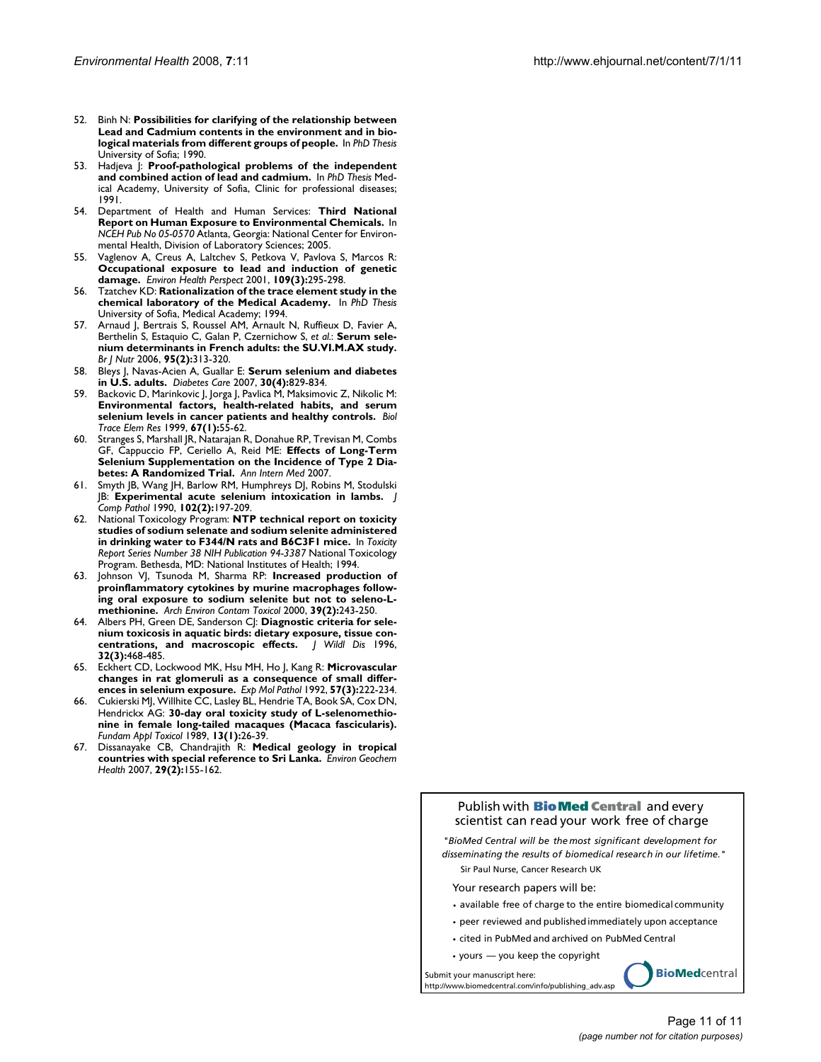52. Binh N: **Possibilities for clarifying of the relationship between Lead and Cadmium contents in the environment and in biological materials from different groups of people.** In *PhD Thesis* University of Sofia; 1990.
53. Hadjeva J: **Proof-pathological problems of the independent and combined action of lead and cadmium.** In *PhD Thesis* Medical Academy, University of Sofia, Clinic for professional diseases; 1991.
54. Department of Health and Human Services: **Third National Report on Human Exposure to Environmental Chemicals.** In *NCEH Pub No 05-0570* Atlanta, Georgia: National Center for Environmental Health, Division of Laboratory Sciences; 2005.
55. Vaglenov A, Creus A, Laltchev S, Petkova V, Pavlova S, Marcos R: **Occupational exposure to lead and induction of genetic damage.** *Environ Health Perspect* 2001, **109(3):**295-298.
56. Tzatchev KD: **Rationalization of the trace element study in the chemical laboratory of the Medical Academy.** In *PhD Thesis* University of Sofia, Medical Academy; 1994.
57. Arnaud J, Bertrais S, Roussel AM, Arnault N, Ruffieux D, Favier A, Berthelin S, Estaquio C, Galan P, Czernichow S, *et al.*: **Serum selenium determinants in French adults: the SU.VI.M.AX study.** *Br J Nutr* 2006, **95(2):**313-320.
58. Bleys J, Navas-Acien A, Guallar E: **Serum selenium and diabetes in U.S. adults.** *Diabetes Care* 2007, **30(4):**829-834.
59. Backovic D, Marinkovic J, Jorga J, Pavlica M, Maksimovic Z, Nikolic M: **Environmental factors, health-related habits, and serum selenium levels in cancer patients and healthy controls.** *Biol Trace Elem Res* 1999, **67(1):**55-62.
60. Stranges S, Marshall JR, Natarajan R, Donahue RP, Trevisan M, Combs GF, Cappuccio FP, Ceriello A, Reid ME: **Effects of Long-Term Selenium Supplementation on the Incidence of Type 2 Diabetes: A Randomized Trial.** *Ann Intern Med* 2007.
61. Smyth JB, Wang JH, Barlow RM, Humphreys DJ, Robins M, Stodulski JB: **Experimental acute selenium intoxication in lambs.** *J Comp Pathol* 1990, **102(2):**197-209.
62. National Toxicology Program: **NTP technical report on toxicity studies of sodium selenate and sodium selenite administered in drinking water to F344/N rats and B6C3F1 mice.** In *Toxicity Report Series Number 38 NIH Publication 94-3387* National Toxicology Program. Bethesda, MD: National Institutes of Health; 1994.
63. Johnson VJ, Tsunoda M, Sharma RP: **Increased production of proinflammatory cytokines by murine macrophages following oral exposure to sodium selenite but not to seleno-L-methionine.** *Arch Environ Contam Toxicol* 2000, **39(2):**243-250.
64. Albers PH, Green DE, Sanderson CJ: **Diagnostic criteria for selenium toxicosis in aquatic birds: dietary exposure, tissue concentrations, and macroscopic effects.** *J Wildl Dis* 1996, **32(3):**468-485.
65. Eckhert CD, Lockwood MK, Hsu MH, Ho J, Kang R: **Microvascular changes in rat glomeruli as a consequence of small differences in selenium exposure.** *Exp Mol Pathol* 1992, **57(3):**222-234.
66. Cukierski MJ, Willhite CC, Lasley BL, Hendrie TA, Book SA, Cox DN, Hendrickx AG: **30-day oral toxicity study of L-selenomethionine in female long-tailed macaques (Macaca fascicularis).** *Fundam Appl Toxicol* 1989, **13(1):**26-39.
67. Dissanayake CB, Chandrajith R: **Medical geology in tropical countries with special reference to Sri Lanka.** *Environ Geochem Health* 2007, **29(2):**155-162.

Publish with **BioMed Central** and every scientist can read your work free of charge

*"BioMed Central will be the most significant development for disseminating the results of biomedical research in our lifetime."*
Sir Paul Nurse, Cancer Research UK

Your research papers will be:

- available free of charge to the entire biomedical community
- peer reviewed and published immediately upon acceptance
- cited in PubMed and archived on PubMed Central
- yours — you keep the copyright

Submit your manuscript here:
http://www.biomedcentral.com/info/publishing_adv.asp

**BioMed**central